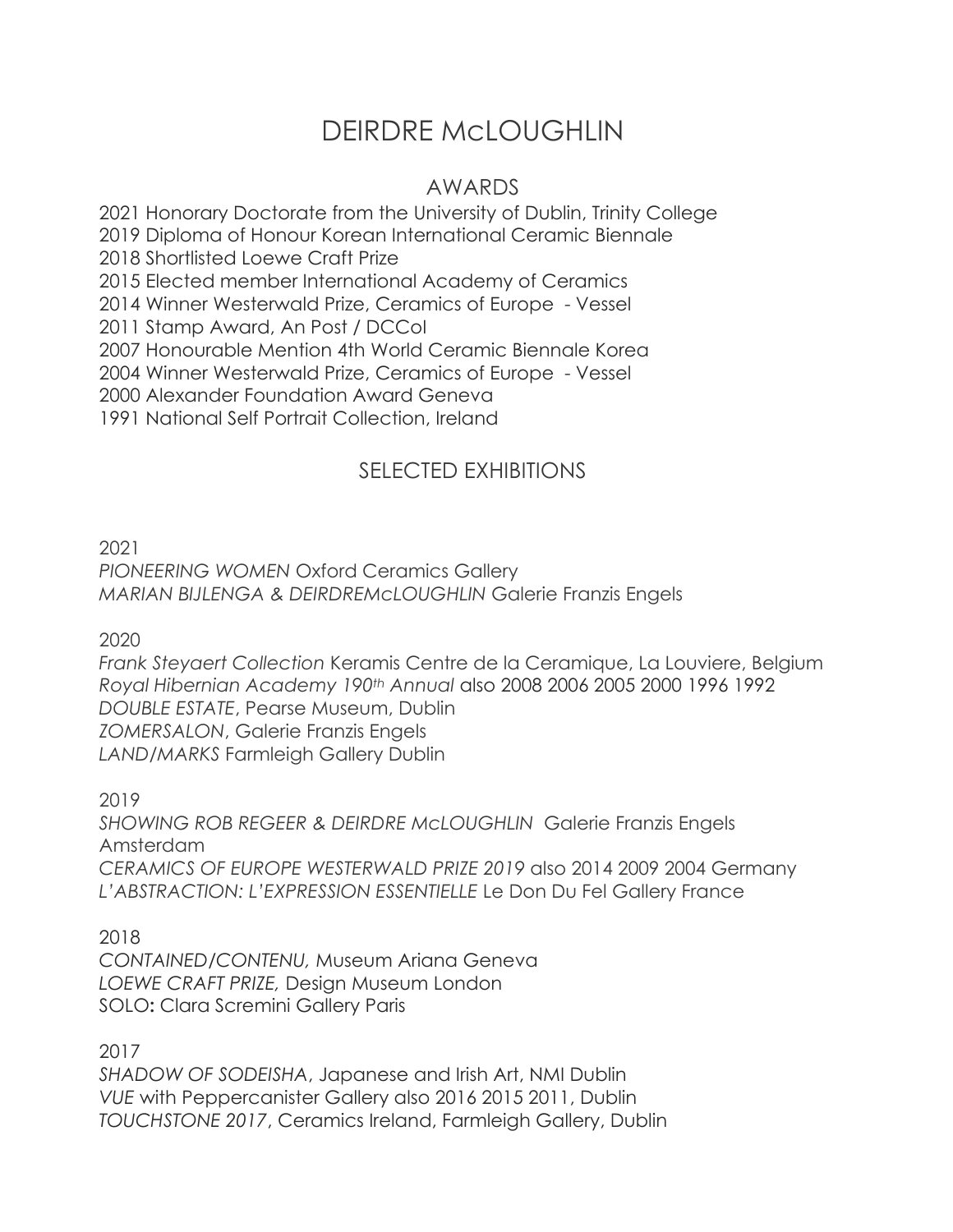# DEIRDRE McLOUGHLIN

## AWARDS

2021 Honorary Doctorate from the University of Dublin, Trinity College
2019 Diploma of Honour Korean International Ceramic Biennale
2018 Shortlisted Loewe Craft Prize
2015 Elected member International Academy of Ceramics
2014 Winner Westerwald Prize, Ceramics of Europe - Vessel
2011 Stamp Award, An Post / DCCoI
2007 Honourable Mention 4th World Ceramic Biennale Korea
2004 Winner Westerwald Prize, Ceramics of Europe - Vessel
2000 Alexander Foundation Award Geneva
1991 National Self Portrait Collection, Ireland

## SELECTED EXHIBITIONS

2021
*PIONEERING WOMEN* Oxford Ceramics Gallery
*MARIAN BIJLENGA & DEIRDREMcLOUGHLIN* Galerie Franzis Engels

2020
*Frank Steyaert Collection* Keramis Centre de la Ceramique, La Louviere, Belgium
*Royal Hibernian Academy 190th Annual* also 2008 2006 2005 2000 1996 1992
*DOUBLE ESTATE*, Pearse Museum, Dublin
*ZOMERSALON*, Galerie Franzis Engels
*LAND/MARKS* Farmleigh Gallery Dublin

2019
*SHOWING ROB REGEER & DEIRDRE McLOUGHLIN* Galerie Franzis Engels Amsterdam
*CERAMICS OF EUROPE WESTERWALD PRIZE 2019* also 2014 2009 2004 Germany
*L'ABSTRACTION: L'EXPRESSION ESSENTIELLE* Le Don Du Fel Gallery France

2018
*CONTAINED/CONTENU,* Museum Ariana Geneva
*LOEWE CRAFT PRIZE,* Design Museum London
SOLO**:** Clara Scremini Gallery Paris

2017
*SHADOW OF SODEISHA*, Japanese and Irish Art, NMI Dublin
*VUE* with Peppercanister Gallery also 2016 2015 2011, Dublin
*TOUCHSTONE 2017*, Ceramics Ireland, Farmleigh Gallery, Dublin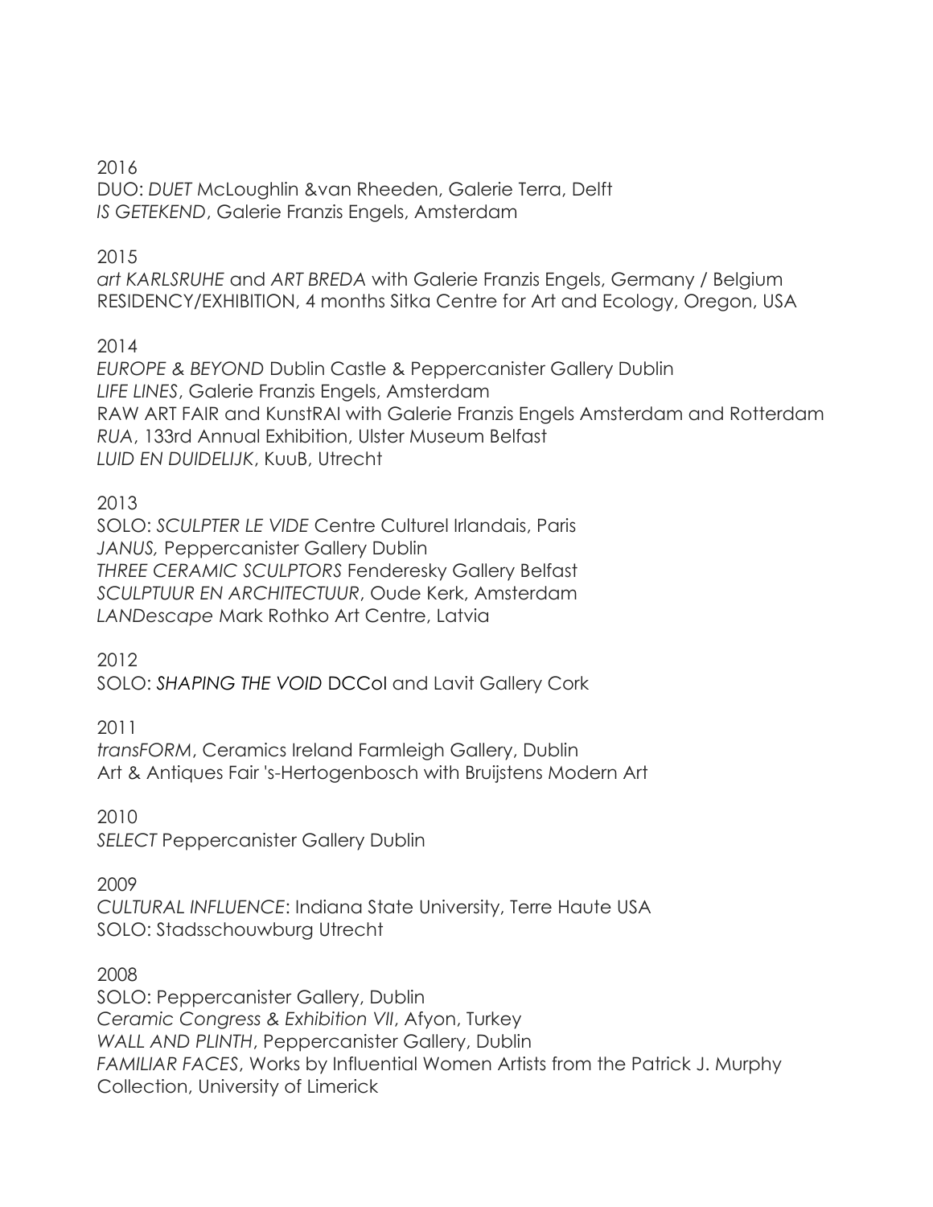2016

DUO: *DUET* McLoughlin &van Rheeden, Galerie Terra, Delft
*IS GETEKEND*, Galerie Franzis Engels, Amsterdam

2015

*art KARLSRUHE* and *ART BREDA* with Galerie Franzis Engels, Germany / Belgium
RESIDENCY/EXHIBITION, 4 months Sitka Centre for Art and Ecology, Oregon, USA

2014

*EUROPE & BEYOND* Dublin Castle & Peppercanister Gallery Dublin
*LIFE LINES*, Galerie Franzis Engels, Amsterdam
RAW ART FAIR and KunstRAI with Galerie Franzis Engels Amsterdam and Rotterdam
*RUA*, 133rd Annual Exhibition, Ulster Museum Belfast
*LUID EN DUIDELIJK*, KuuB, Utrecht

2013

SOLO: *SCULPTER LE VIDE* Centre Culturel Irlandais, Paris
*JANUS,* Peppercanister Gallery Dublin
*THREE CERAMIC SCULPTORS* Fenderesky Gallery Belfast
*SCULPTUUR EN ARCHITECTUUR*, Oude Kerk, Amsterdam
*LANDescape* Mark Rothko Art Centre, Latvia

2012

SOLO: *SHAPING THE VOID* DCCoI and Lavit Gallery Cork

2011

*transFORM*, Ceramics Ireland Farmleigh Gallery, Dublin
Art & Antiques Fair 's-Hertogenbosch with Bruijstens Modern Art

2010

*SELECT* Peppercanister Gallery Dublin

2009

*CULTURAL INFLUENCE*: Indiana State University, Terre Haute USA
SOLO: Stadsschouwburg Utrecht

2008

SOLO: Peppercanister Gallery, Dublin
*Ceramic Congress & Exhibition VII*, Afyon, Turkey
*WALL AND PLINTH*, Peppercanister Gallery, Dublin
*FAMILIAR FACES*, Works by Influential Women Artists from the Patrick J. Murphy Collection, University of Limerick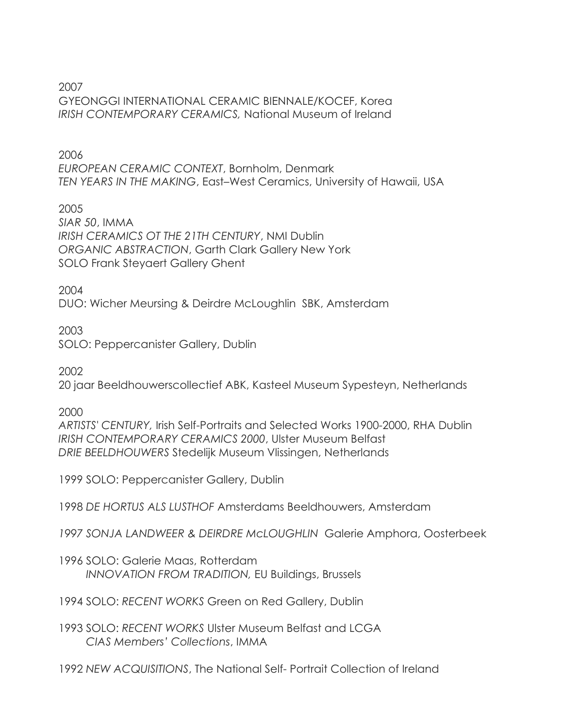2007

GYEONGGI INTERNATIONAL CERAMIC BIENNALE/KOCEF, Korea

*IRISH CONTEMPORARY CERAMICS,* National Museum of Ireland

2006

*EUROPEAN CERAMIC CONTEXT*, Bornholm, Denmark

*TEN YEARS IN THE MAKING*, East–West Ceramics, University of Hawaii, USA

2005

*SIAR 50*, IMMA

*IRISH CERAMICS OT THE 21TH CENTURY*, NMI Dublin

*ORGANIC ABSTRACTION*, Garth Clark Gallery New York

SOLO Frank Steyaert Gallery Ghent

2004

DUO: Wicher Meursing & Deirdre McLoughlin SBK, Amsterdam

2003

SOLO: Peppercanister Gallery, Dublin

2002

20 jaar Beeldhouwerscollectief ABK, Kasteel Museum Sypesteyn, Netherlands

2000

*ARTISTS' CENTURY,* Irish Self-Portraits and Selected Works 1900-2000, RHA Dublin

*IRISH CONTEMPORARY CERAMICS 2000*, Ulster Museum Belfast

*DRIE BEELDHOUWERS* Stedelijk Museum Vlissingen, Netherlands

1999 SOLO: Peppercanister Gallery, Dublin

1998 *DE HORTUS ALS LUSTHOF* Amsterdams Beeldhouwers, Amsterdam

*1997 SONJA LANDWEER & DEIRDRE McLOUGHLIN* Galerie Amphora, Oosterbeek

1996 SOLO: Galerie Maas, Rotterdam

*INNOVATION FROM TRADITION,* EU Buildings, Brussels

1994 SOLO: *RECENT WORKS* Green on Red Gallery, Dublin

1993 SOLO: *RECENT WORKS* Ulster Museum Belfast and LCGA

*CIAS Members' Collections*, IMMA

1992 *NEW ACQUISITIONS*, The National Self- Portrait Collection of Ireland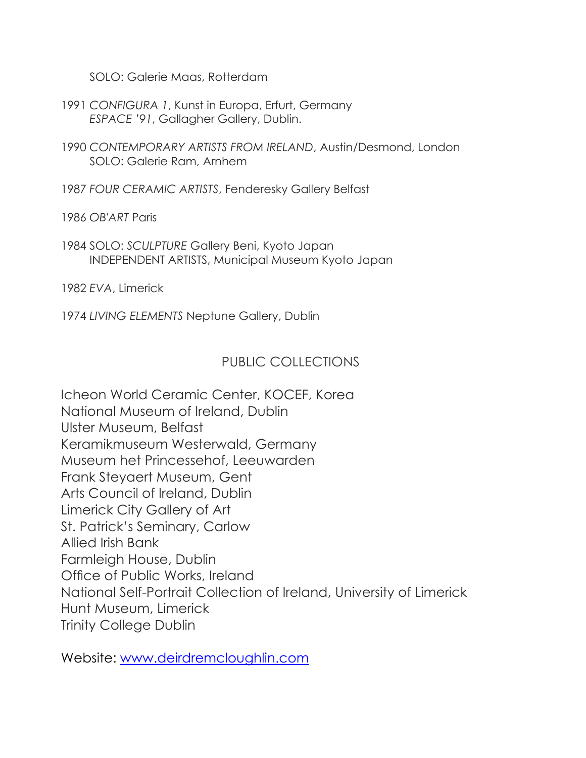SOLO: Galerie Maas, Rotterdam

1991 *CONFIGURA 1*, Kunst in Europa, Erfurt, Germany
*ESPACE '91*, Gallagher Gallery, Dublin.

1990 *CONTEMPORARY ARTISTS FROM IRELAND*, Austin/Desmond, London
SOLO: Galerie Ram, Arnhem

1987 *FOUR CERAMIC ARTISTS*, Fenderesky Gallery Belfast

1986 *OB'ART* Paris

1984 SOLO: *SCULPTURE* Gallery Beni, Kyoto Japan
INDEPENDENT ARTISTS, Municipal Museum Kyoto Japan

1982 *EVA*, Limerick

1974 *LIVING ELEMENTS* Neptune Gallery, Dublin

## PUBLIC COLLECTIONS

Icheon World Ceramic Center, KOCEF, Korea
National Museum of Ireland, Dublin
Ulster Museum, Belfast
Keramikmuseum Westerwald, Germany
Museum het Princessehof, Leeuwarden
Frank Steyaert Museum, Gent
Arts Council of Ireland, Dublin
Limerick City Gallery of Art
St. Patrick's Seminary, Carlow
Allied Irish Bank
Farmleigh House, Dublin
Office of Public Works, Ireland
National Self-Portrait Collection of Ireland, University of Limerick
Hunt Museum, Limerick
Trinity College Dublin

Website: [www.deirdremcloughlin.com](http://www.deirdremcloughlin.com)